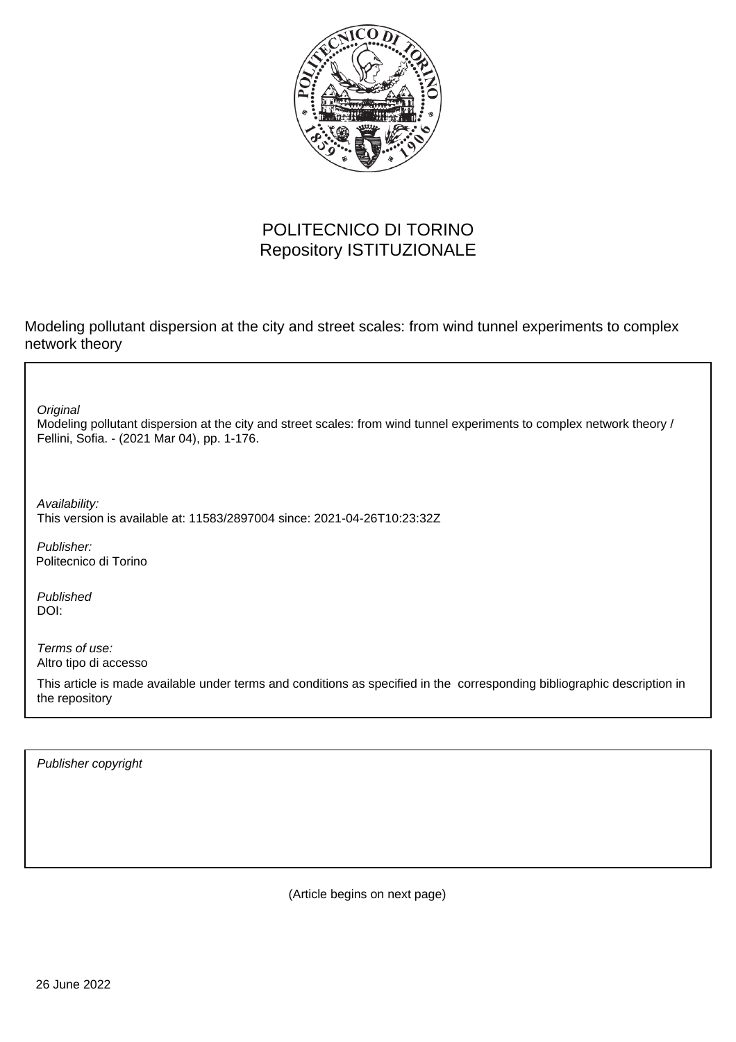POLITECNICO DI TORINO
Repository ISTITUZIONALE

Modeling pollutant dispersion at the city and street scales: from wind tunnel experiments to complex network theory

*Original*
Modeling pollutant dispersion at the city and street scales: from wind tunnel experiments to complex network theory / Fellini, Sofia. - (2021 Mar 04), pp. 1-176.

*Availability:*
This version is available at: 11583/2897004 since: 2021-04-26T10:23:32Z

*Publisher:*
Politecnico di Torino

*Published*
DOI:

*Terms of use:*
Altro tipo di accesso

This article is made available under terms and conditions as specified in the corresponding bibliographic description in the repository

*Publisher copyright*

(Article begins on next page)

26 June 2022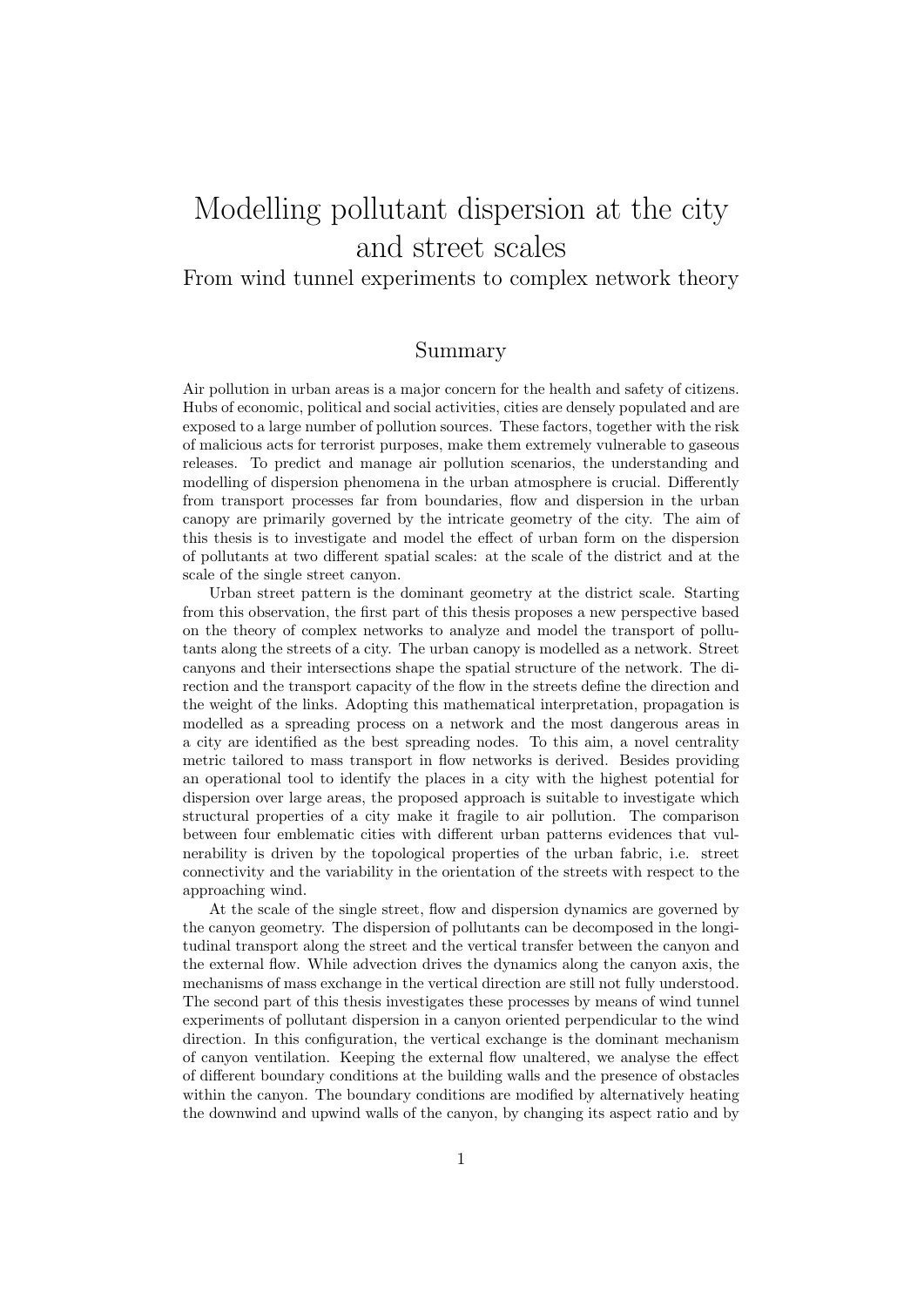# Modelling pollutant dispersion at the city and street scales

From wind tunnel experiments to complex network theory

## Summary

Air pollution in urban areas is a major concern for the health and safety of citizens. Hubs of economic, political and social activities, cities are densely populated and are exposed to a large number of pollution sources. These factors, together with the risk of malicious acts for terrorist purposes, make them extremely vulnerable to gaseous releases. To predict and manage air pollution scenarios, the understanding and modelling of dispersion phenomena in the urban atmosphere is crucial. Differently from transport processes far from boundaries, flow and dispersion in the urban canopy are primarily governed by the intricate geometry of the city. The aim of this thesis is to investigate and model the effect of urban form on the dispersion of pollutants at two different spatial scales: at the scale of the district and at the scale of the single street canyon.

Urban street pattern is the dominant geometry at the district scale. Starting from this observation, the first part of this thesis proposes a new perspective based on the theory of complex networks to analyze and model the transport of pollutants along the streets of a city. The urban canopy is modelled as a network. Street canyons and their intersections shape the spatial structure of the network. The direction and the transport capacity of the flow in the streets define the direction and the weight of the links. Adopting this mathematical interpretation, propagation is modelled as a spreading process on a network and the most dangerous areas in a city are identified as the best spreading nodes. To this aim, a novel centrality metric tailored to mass transport in flow networks is derived. Besides providing an operational tool to identify the places in a city with the highest potential for dispersion over large areas, the proposed approach is suitable to investigate which structural properties of a city make it fragile to air pollution. The comparison between four emblematic cities with different urban patterns evidences that vulnerability is driven by the topological properties of the urban fabric, i.e. street connectivity and the variability in the orientation of the streets with respect to the approaching wind.

At the scale of the single street, flow and dispersion dynamics are governed by the canyon geometry. The dispersion of pollutants can be decomposed in the longitudinal transport along the street and the vertical transfer between the canyon and the external flow. While advection drives the dynamics along the canyon axis, the mechanisms of mass exchange in the vertical direction are still not fully understood. The second part of this thesis investigates these processes by means of wind tunnel experiments of pollutant dispersion in a canyon oriented perpendicular to the wind direction. In this configuration, the vertical exchange is the dominant mechanism of canyon ventilation. Keeping the external flow unaltered, we analyse the effect of different boundary conditions at the building walls and the presence of obstacles within the canyon. The boundary conditions are modified by alternatively heating the downwind and upwind walls of the canyon, by changing its aspect ratio and by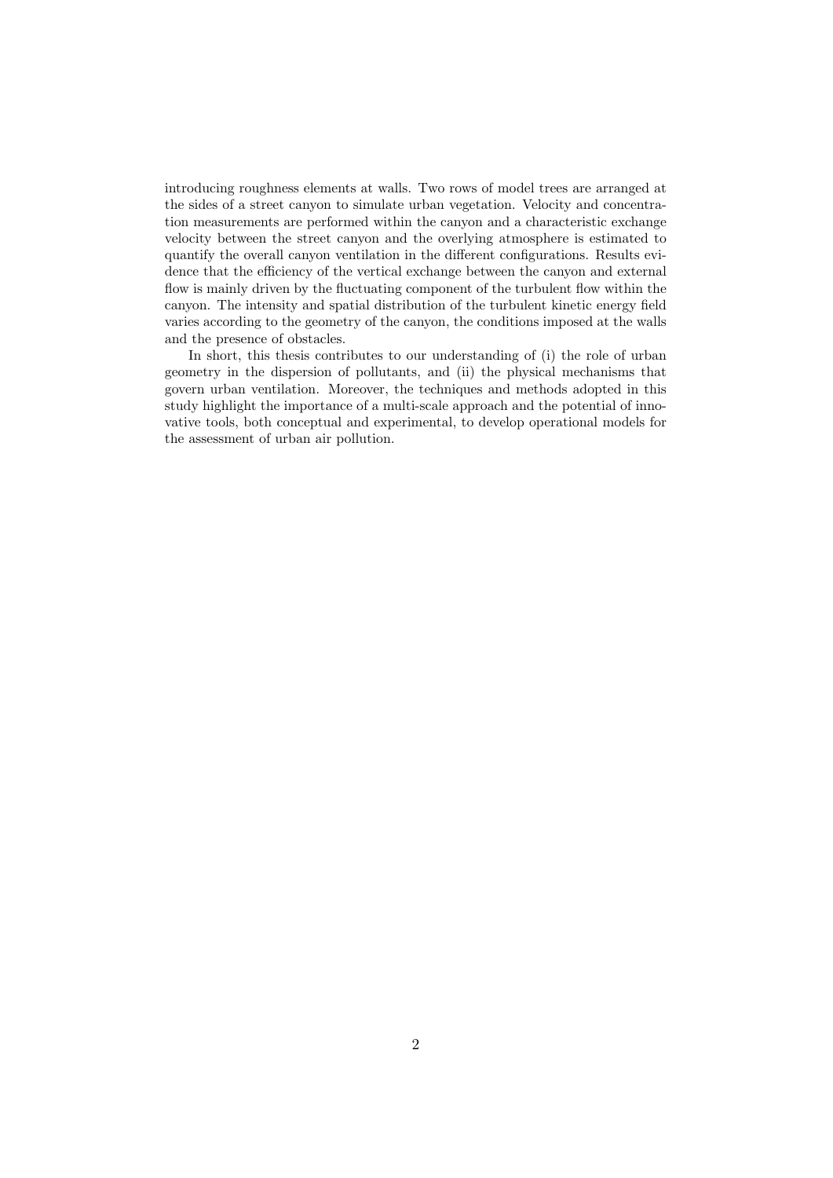introducing roughness elements at walls. Two rows of model trees are arranged at the sides of a street canyon to simulate urban vegetation. Velocity and concentration measurements are performed within the canyon and a characteristic exchange velocity between the street canyon and the overlying atmosphere is estimated to quantify the overall canyon ventilation in the different configurations. Results evidence that the efficiency of the vertical exchange between the canyon and external flow is mainly driven by the fluctuating component of the turbulent flow within the canyon. The intensity and spatial distribution of the turbulent kinetic energy field varies according to the geometry of the canyon, the conditions imposed at the walls and the presence of obstacles.

In short, this thesis contributes to our understanding of (i) the role of urban geometry in the dispersion of pollutants, and (ii) the physical mechanisms that govern urban ventilation. Moreover, the techniques and methods adopted in this study highlight the importance of a multi-scale approach and the potential of innovative tools, both conceptual and experimental, to develop operational models for the assessment of urban air pollution.